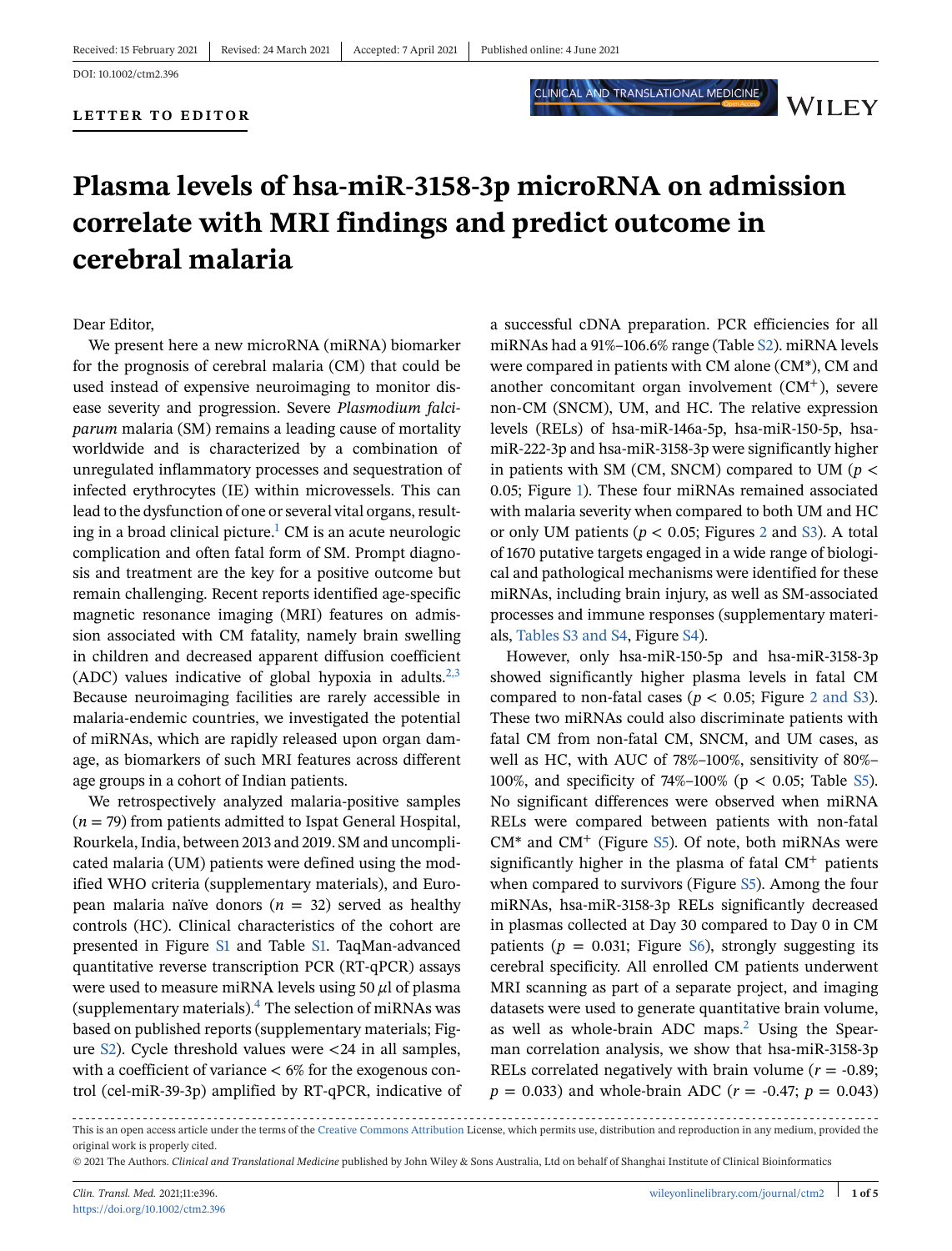Received: 15 February 2021 | Revised: 24 March 2021 | Accepted: 7 April 2021 | Published online: 4 June 2021

DOI: 10.1002/ctm2.396

**LETTER TO EDITOR**

# Plasma levels of hsa-miR-3158-3p microRNA on admission correlate with MRI findings and predict outcome in cerebral malaria

Dear Editor,

We present here a new microRNA (miRNA) biomarker for the prognosis of cerebral malaria (CM) that could be used instead of expensive neuroimaging to monitor disease severity and progression. Severe *Plasmodium falciparum* malaria (SM) remains a leading cause of mortality worldwide and is characterized by a combination of unregulated inflammatory processes and sequestration of infected erythrocytes (IE) within microvessels. This can lead to the dysfunction of one or several vital organs, resulting in a broad clinical picture.[1] CM is an acute neurologic complication and often fatal form of SM. Prompt diagnosis and treatment are the key for a positive outcome but remain challenging. Recent reports identified age-specific magnetic resonance imaging (MRI) features on admission associated with CM fatality, namely brain swelling in children and decreased apparent diffusion coefficient (ADC) values indicative of global hypoxia in adults.[2,3] Because neuroimaging facilities are rarely accessible in malaria-endemic countries, we investigated the potential of miRNAs, which are rapidly released upon organ damage, as biomarkers of such MRI features across different age groups in a cohort of Indian patients.

We retrospectively analyzed malaria-positive samples ($n = 79$) from patients admitted to Ispat General Hospital, Rourkela, India, between 2013 and 2019. SM and uncomplicated malaria (UM) patients were defined using the modified WHO criteria (supplementary materials), and European malaria naïve donors ($n = 32$) served as healthy controls (HC). Clinical characteristics of the cohort are presented in Figure S1 and Table S1. TaqMan-advanced quantitative reverse transcription PCR (RT-qPCR) assays were used to measure miRNA levels using 50 $\mu$l of plasma (supplementary materials).[4] The selection of miRNAs was based on published reports (supplementary materials; Figure S2). Cycle threshold values were <24 in all samples, with a coefficient of variance < 6% for the exogenous control (cel-miR-39-3p) amplified by RT-qPCR, indicative of a successful cDNA preparation. PCR efficiencies for all miRNAs had a 91%–106.6% range (Table S2). miRNA levels were compared in patients with CM alone (CM*), CM and another concomitant organ involvement ($CM^+$), severe non-CM (SNCM), UM, and HC. The relative expression levels (RELs) of hsa-miR-146a-5p, hsa-miR-150-5p, hsa-miR-222-3p and hsa-miR-3158-3p were significantly higher in patients with SM (CM, SNCM) compared to UM ($p < 0.05$; Figure 1). These four miRNAs remained associated with malaria severity when compared to both UM and HC or only UM patients ($p < 0.05$; Figures 2 and S3). A total of 1670 putative targets engaged in a wide range of biological and pathological mechanisms were identified for these miRNAs, including brain injury, as well as SM-associated processes and immune responses (supplementary materials, Tables S3 and S4, Figure S4).

However, only hsa-miR-150-5p and hsa-miR-3158-3p showed significantly higher plasma levels in fatal CM compared to non-fatal cases ($p < 0.05$; Figure 2 and S3). These two miRNAs could also discriminate patients with fatal CM from non-fatal CM, SNCM, and UM cases, as well as HC, with AUC of 78%–100%, sensitivity of 80%–100%, and specificity of 74%–100% ($p < 0.05$; Table S5). No significant differences were observed when miRNA RELs were compared between patients with non-fatal CM* and $CM^+$ (Figure S5). Of note, both miRNAs were significantly higher in the plasma of fatal $CM^+$ patients when compared to survivors (Figure S5). Among the four miRNAs, hsa-miR-3158-3p RELs significantly decreased in plasmas collected at Day 30 compared to Day 0 in CM patients ($p = 0.031$; Figure S6), strongly suggesting its cerebral specificity. All enrolled CM patients underwent MRI scanning as part of a separate project, and imaging datasets were used to generate quantitative brain volume, as well as whole-brain ADC maps.[2] Using the Spearman correlation analysis, we show that hsa-miR-3158-3p RELs correlated negatively with brain volume ($r = -0.89$; $p = 0.033$) and whole-brain ADC ($r = -0.47$; $p = 0.043$)

This is an open access article under the terms of the Creative Commons Attribution License, which permits use, distribution and reproduction in any medium, provided the original work is properly cited.

© 2021 The Authors. *Clinical and Translational Medicine* published by John Wiley & Sons Australia, Ltd on behalf of Shanghai Institute of Clinical Bioinformatics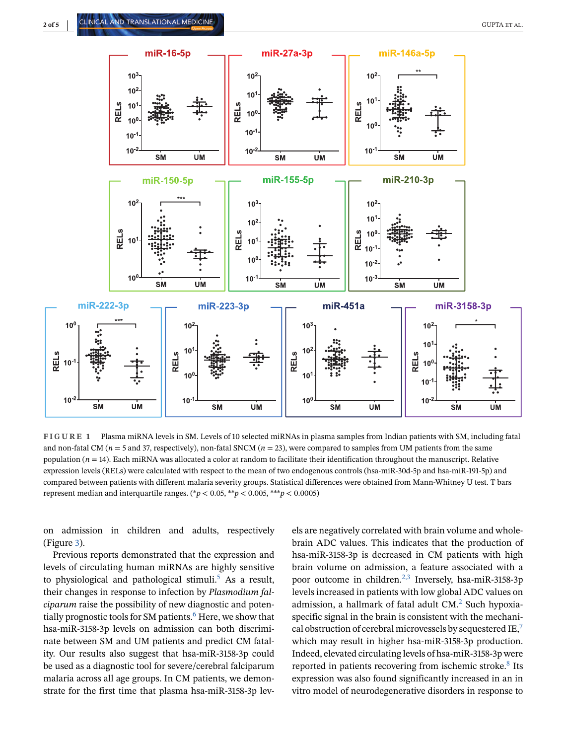miR-16-5p

RELs

$10^3$ $10^2$ $10^1$ $10^0$ $10^{-1}$ $10^{-2}$

SM UM

miR-27a-3p

RELs

$10^2$ $10^1$ $10^0$ $10^{-1}$ $10^{-2}$

SM UM

miR-146a-5p

**

RELs

$10^2$ $10^1$ $10^0$ $10^{-1}$

SM UM

miR-150-5p

***

RELs

$10^2$ $10^1$ $10^0$

SM UM

miR-155-5p

RELs

$10^3$ $10^2$ $10^1$ $10^0$ $10^{-1}$

SM UM

miR-210-3p

RELs

$10^2$ $10^1$ $10^0$ $10^{-1}$ $10^{-2}$ $10^{-3}$

SM UM

miR-222-3p

***

RELs

$10^0$ $10^{-1}$ $10^{-2}$

SM UM

miR-223-3p

RELs

$10^2$ $10^1$ $10^0$ $10^{-1}$

SM UM

miR-451a

RELs

$10^3$ $10^2$ $10^1$ $10^0$

SM UM

miR-3158-3p

*

RELs

$10^2$ $10^1$ $10^0$ $10^{-1}$ $10^{-2}$

SM UM

**FIGURE 1** Plasma miRNA levels in SM. Levels of 10 selected miRNAs in plasma samples from Indian patients with SM, including fatal and non-fatal CM ($n = 5$ and 37, respectively), non-fatal SNCM ($n = 23$), were compared to samples from UM patients from the same population ($n = 14$). Each miRNA was allocated a color at random to facilitate their identification throughout the manuscript. Relative expression levels (RELs) were calculated with respect to the mean of two endogenous controls (hsa-miR-30d-5p and hsa-miR-191-5p) and compared between patients with different malaria severity groups. Statistical differences were obtained from Mann-Whitney U test. T bars represent median and interquartile ranges. (*$p < 0.05$, **$p < 0.005$, ***$p < 0.0005$)

on admission in children and adults, respectively (Figure 3).

Previous reports demonstrated that the expression and levels of circulating human miRNAs are highly sensitive to physiological and pathological stimuli.[5] As a result, their changes in response to infection by *Plasmodium falciparum* raise the possibility of new diagnostic and potentially prognostic tools for SM patients.[6] Here, we show that hsa-miR-3158-3p levels on admission can both discriminate between SM and UM patients and predict CM fatality. Our results also suggest that hsa-miR-3158-3p could be used as a diagnostic tool for severe/cerebral falciparum malaria across all age groups. In CM patients, we demonstrate for the first time that plasma hsa-miR-3158-3p levels are negatively correlated with brain volume and whole-brain ADC values. This indicates that the production of hsa-miR-3158-3p is decreased in CM patients with high brain volume on admission, a feature associated with a poor outcome in children.[2,3] Inversely, hsa-miR-3158-3p levels increased in patients with low global ADC values on admission, a hallmark of fatal adult CM.[2] Such hypoxia-specific signal in the brain is consistent with the mechanical obstruction of cerebral microvessels by sequestered IE,[7] which may result in higher hsa-miR-3158-3p production. Indeed, elevated circulating levels of hsa-miR-3158-3p were reported in patients recovering from ischemic stroke.[8] Its expression was also found significantly increased in an in vitro model of neurodegenerative disorders in response to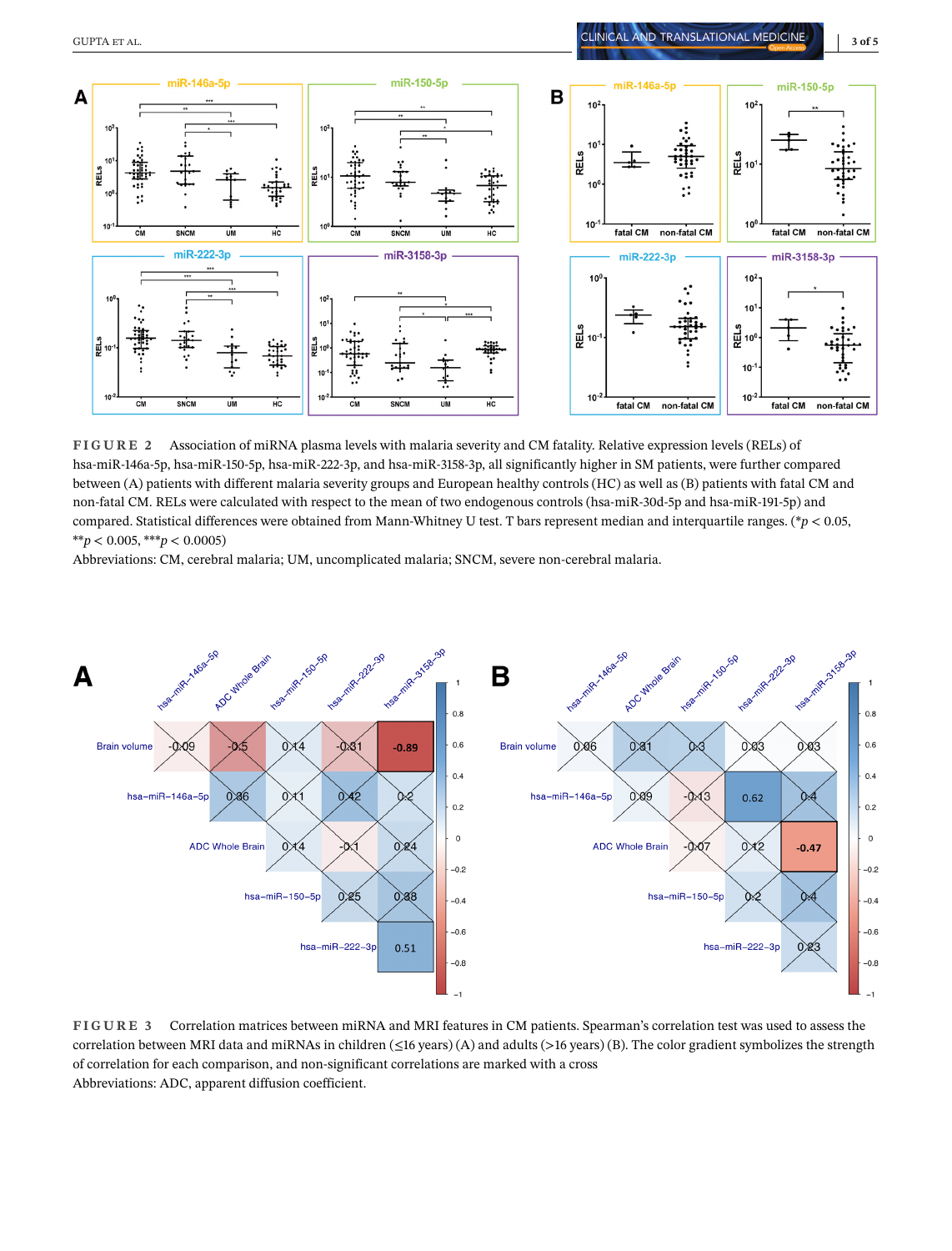FIGURE 2 Association of miRNA plasma levels with malaria severity and CM fatality. Relative expression levels (RELs) of hsa-miR-146a-5p, hsa-miR-150-5p, hsa-miR-222-3p, and hsa-miR-3158-3p, all significantly higher in SM patients, were further compared between (A) patients with different malaria severity groups and European healthy controls (HC) as well as (B) patients with fatal CM and non-fatal CM. RELs were calculated with respect to the mean of two endogenous controls (hsa-miR-30d-5p and hsa-miR-191-5p) and compared. Statistical differences were obtained from Mann-Whitney U test. T bars represent median and interquartile ranges. (* $p < 0.05$, ** $p < 0.005$, *** $p < 0.0005$)

Abbreviations: CM, cerebral malaria; UM, uncomplicated malaria; SNCM, severe non-cerebral malaria.

FIGURE 3 Correlation matrices between miRNA and MRI features in CM patients. Spearman's correlation test was used to assess the correlation between MRI data and miRNAs in children (≤16 years) (A) and adults (>16 years) (B). The color gradient symbolizes the strength of correlation for each comparison, and non-significant correlations are marked with a cross

Abbreviations: ADC, apparent diffusion coefficient.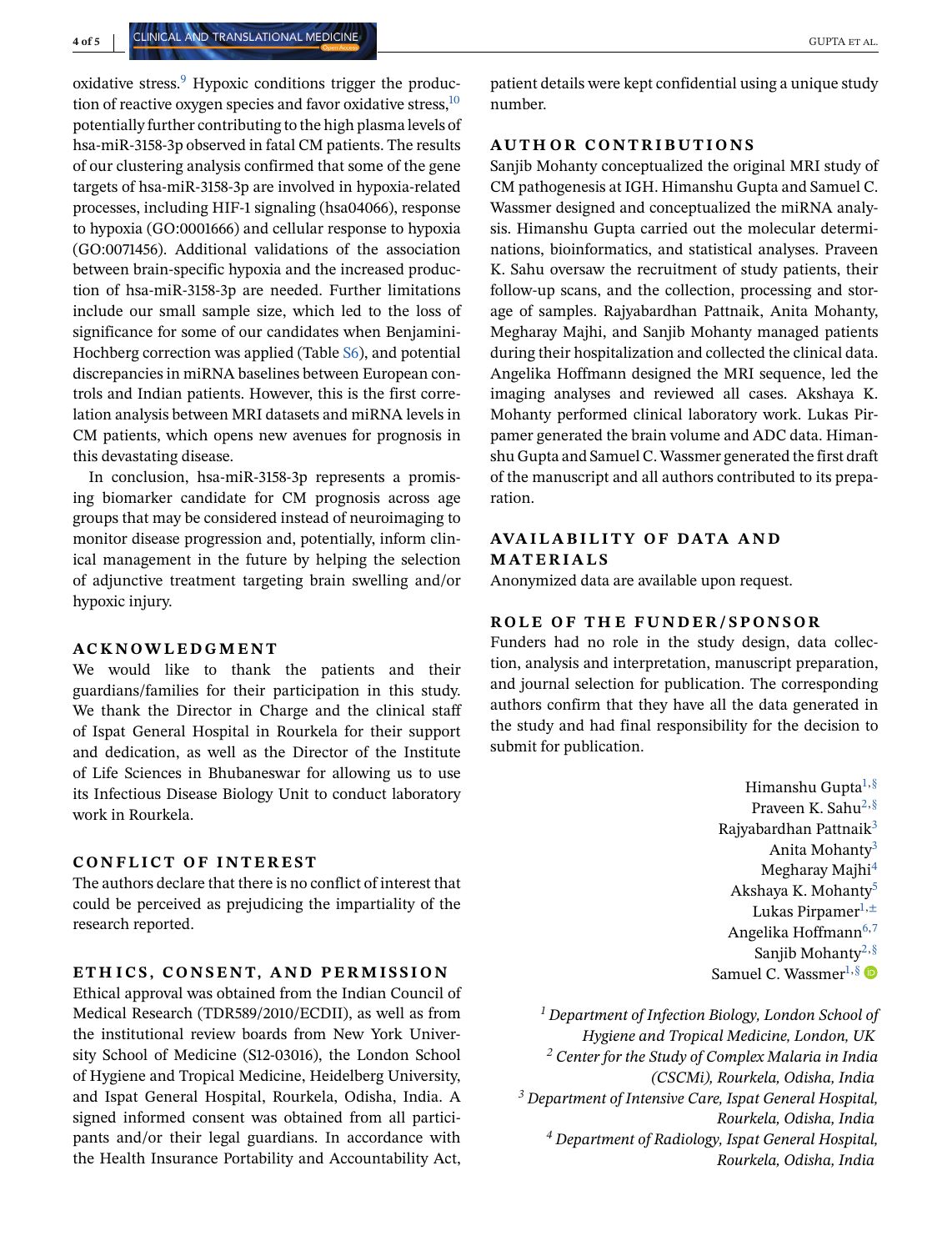oxidative stress.[9] Hypoxic conditions trigger the production of reactive oxygen species and favor oxidative stress,[10] potentially further contributing to the high plasma levels of hsa-miR-3158-3p observed in fatal CM patients. The results of our clustering analysis confirmed that some of the gene targets of hsa-miR-3158-3p are involved in hypoxia-related processes, including HIF-1 signaling (hsa04066), response to hypoxia (GO:0001666) and cellular response to hypoxia (GO:0071456). Additional validations of the association between brain-specific hypoxia and the increased production of hsa-miR-3158-3p are needed. Further limitations include our small sample size, which led to the loss of significance for some of our candidates when Benjamini-Hochberg correction was applied (Table S6), and potential discrepancies in miRNA baselines between European controls and Indian patients. However, this is the first correlation analysis between MRI datasets and miRNA levels in CM patients, which opens new avenues for prognosis in this devastating disease.

In conclusion, hsa-miR-3158-3p represents a promising biomarker candidate for CM prognosis across age groups that may be considered instead of neuroimaging to monitor disease progression and, potentially, inform clinical management in the future by helping the selection of adjunctive treatment targeting brain swelling and/or hypoxic injury.

## ACKNOWLEDGMENT

We would like to thank the patients and their guardians/families for their participation in this study. We thank the Director in Charge and the clinical staff of Ispat General Hospital in Rourkela for their support and dedication, as well as the Director of the Institute of Life Sciences in Bhubaneswar for allowing us to use its Infectious Disease Biology Unit to conduct laboratory work in Rourkela.

## CONFLICT OF INTEREST

The authors declare that there is no conflict of interest that could be perceived as prejudicing the impartiality of the research reported.

## ETHICS, CONSENT, AND PERMISSION

Ethical approval was obtained from the Indian Council of Medical Research (TDR589/2010/ECDII), as well as from the institutional review boards from New York University School of Medicine (S12-03016), the London School of Hygiene and Tropical Medicine, Heidelberg University, and Ispat General Hospital, Rourkela, Odisha, India. A signed informed consent was obtained from all participants and/or their legal guardians. In accordance with the Health Insurance Portability and Accountability Act, patient details were kept confidential using a unique study number.

## AUTHOR CONTRIBUTIONS

Sanjib Mohanty conceptualized the original MRI study of CM pathogenesis at IGH. Himanshu Gupta and Samuel C. Wassmer designed and conceptualized the miRNA analysis. Himanshu Gupta carried out the molecular determinations, bioinformatics, and statistical analyses. Praveen K. Sahu oversaw the recruitment of study patients, their follow-up scans, and the collection, processing and storage of samples. Rajyabardhan Pattnaik, Anita Mohanty, Megharay Majhi, and Sanjib Mohanty managed patients during their hospitalization and collected the clinical data. Angelika Hoffmann designed the MRI sequence, led the imaging analyses and reviewed all cases. Akshaya K. Mohanty performed clinical laboratory work. Lukas Pirpamer generated the brain volume and ADC data. Himanshu Gupta and Samuel C. Wassmer generated the first draft of the manuscript and all authors contributed to its preparation.

## AVAILABILITY OF DATA AND MATERIALS

Anonymized data are available upon request.

## ROLE OF THE FUNDER/SPONSOR

Funders had no role in the study design, data collection, analysis and interpretation, manuscript preparation, and journal selection for publication. The corresponding authors confirm that they have all the data generated in the study and had final responsibility for the decision to submit for publication.

Himanshu Gupta[1,§]
Praveen K. Sahu[2,§]
Rajyabardhan Pattnaik[3]
Anita Mohanty[3]
Megharay Majhi[4]
Akshaya K. Mohanty[5]
Lukas Pirpamer[1,±]
Angelika Hoffmann[6,7]
Sanjib Mohanty[2,§]
Samuel C. Wassmer[1,§]

[1] *Department of Infection Biology, London School of Hygiene and Tropical Medicine, London, UK*
[2] *Center for the Study of Complex Malaria in India (CSCMi), Rourkela, Odisha, India*
[3] *Department of Intensive Care, Ispat General Hospital, Rourkela, Odisha, India*
[4] *Department of Radiology, Ispat General Hospital, Rourkela, Odisha, India*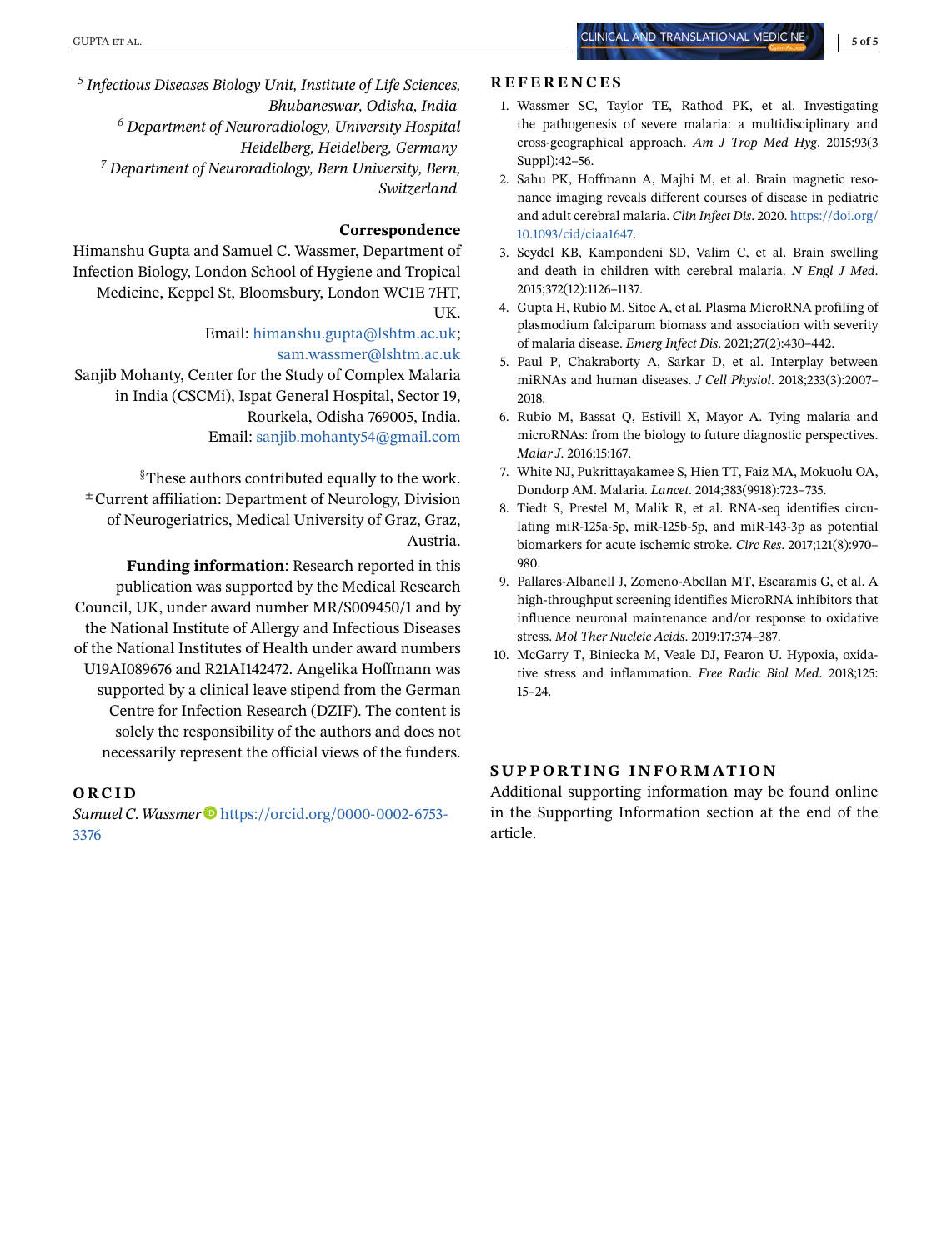[5] Infectious Diseases Biology Unit, Institute of Life Sciences, Bhubaneswar, Odisha, India
[6] Department of Neuroradiology, University Hospital Heidelberg, Heidelberg, Germany
[7] Department of Neuroradiology, Bern University, Bern, Switzerland

**Correspondence**

Himanshu Gupta and Samuel C. Wassmer, Department of Infection Biology, London School of Hygiene and Tropical Medicine, Keppel St, Bloomsbury, London WC1E 7HT, UK.
Email: himanshu.gupta@lshtm.ac.uk; sam.wassmer@lshtm.ac.uk
Sanjib Mohanty, Center for the Study of Complex Malaria in India (CSCMi), Ispat General Hospital, Sector 19, Rourkela, Odisha 769005, India.
Email: sanjib.mohanty54@gmail.com

[§]These authors contributed equally to the work.
[±]Current affiliation: Department of Neurology, Division of Neurogeriatrics, Medical University of Graz, Graz, Austria.

**Funding information**: Research reported in this publication was supported by the Medical Research Council, UK, under award number MR/S009450/1 and by the National Institute of Allergy and Infectious Diseases of the National Institutes of Health under award numbers U19AI089676 and R21AI142472. Angelika Hoffmann was supported by a clinical leave stipend from the German Centre for Infection Research (DZIF). The content is solely the responsibility of the authors and does not necessarily represent the official views of the funders.

## ORCID

*Samuel C. Wassmer* https://orcid.org/0000-0002-6753-3376

## REFERENCES

1. Wassmer SC, Taylor TE, Rathod PK, et al. Investigating the pathogenesis of severe malaria: a multidisciplinary and cross-geographical approach. *Am J Trop Med Hyg*. 2015;93(3 Suppl):42–56.
2. Sahu PK, Hoffmann A, Majhi M, et al. Brain magnetic resonance imaging reveals different courses of disease in pediatric and adult cerebral malaria. *Clin Infect Dis*. 2020. https://doi.org/10.1093/cid/ciaa1647.
3. Seydel KB, Kampondeni SD, Valim C, et al. Brain swelling and death in children with cerebral malaria. *N Engl J Med*. 2015;372(12):1126–1137.
4. Gupta H, Rubio M, Sitoe A, et al. Plasma MicroRNA profiling of plasmodium falciparum biomass and association with severity of malaria disease. *Emerg Infect Dis*. 2021;27(2):430–442.
5. Paul P, Chakraborty A, Sarkar D, et al. Interplay between miRNAs and human diseases. *J Cell Physiol*. 2018;233(3):2007–2018.
6. Rubio M, Bassat Q, Estivill X, Mayor A. Tying malaria and microRNAs: from the biology to future diagnostic perspectives. *Malar J*. 2016;15:167.
7. White NJ, Pukrittayakamee S, Hien TT, Faiz MA, Mokuolu OA, Dondorp AM. Malaria. *Lancet*. 2014;383(9918):723–735.
8. Tiedt S, Prestel M, Malik R, et al. RNA-seq identifies circulating miR-125a-5p, miR-125b-5p, and miR-143-3p as potential biomarkers for acute ischemic stroke. *Circ Res*. 2017;121(8):970–980.
9. Pallares-Albanell J, Zomeno-Abellan MT, Escaramis G, et al. A high-throughput screening identifies MicroRNA inhibitors that influence neuronal maintenance and/or response to oxidative stress. *Mol Ther Nucleic Acids*. 2019;17:374–387.
10. McGarry T, Biniecka M, Veale DJ, Fearon U. Hypoxia, oxidative stress and inflammation. *Free Radic Biol Med*. 2018;125:15–24.

## SUPPORTING INFORMATION

Additional supporting information may be found online in the Supporting Information section at the end of the article.